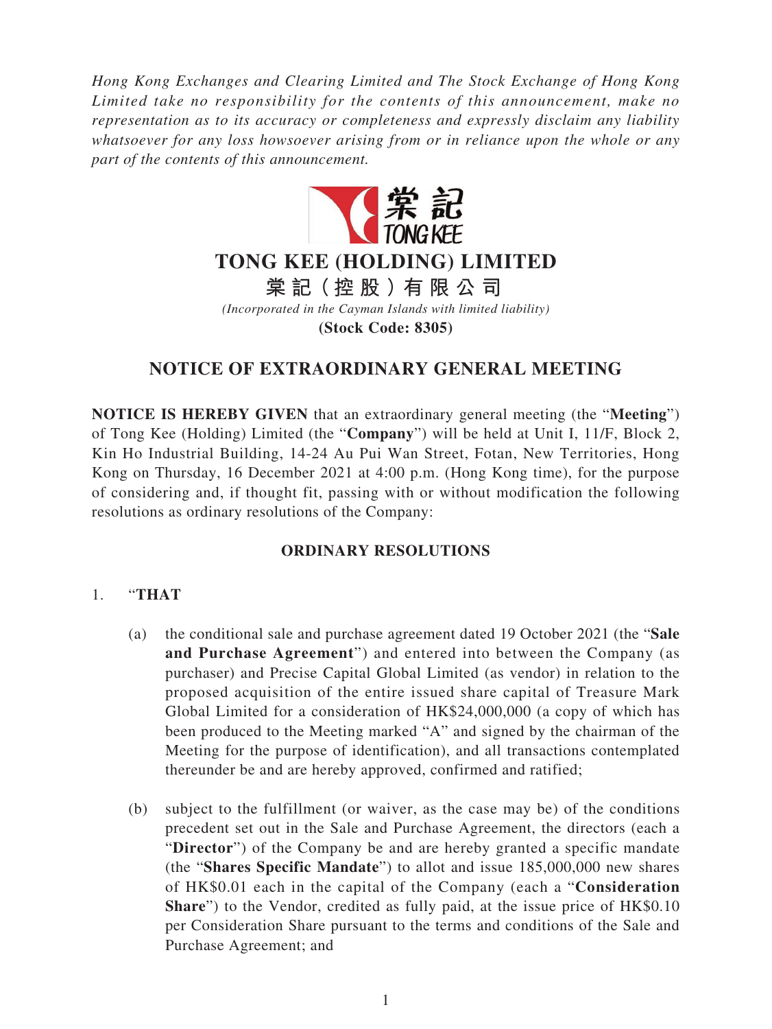*Hong Kong Exchanges and Clearing Limited and The Stock Exchange of Hong Kong Limited take no responsibility for the contents of this announcement, make no representation as to its accuracy or completeness and expressly disclaim any liability whatsoever for any loss howsoever arising from or in reliance upon the whole or any part of the contents of this announcement.*

# TONG KEE (HOLDING) LIMITED

# 棠記（控股）有限公司

*(Incorporated in the Cayman Islands with limited liability)*

**(Stock Code: 8305)**

## NOTICE OF EXTRAORDINARY GENERAL MEETING

**NOTICE IS HEREBY GIVEN** that an extraordinary general meeting (the "**Meeting**") of Tong Kee (Holding) Limited (the "**Company**") will be held at Unit I, 11/F, Block 2, Kin Ho Industrial Building, 14-24 Au Pui Wan Street, Fotan, New Territories, Hong Kong on Thursday, 16 December 2021 at 4:00 p.m. (Hong Kong time), for the purpose of considering and, if thought fit, passing with or without modification the following resolutions as ordinary resolutions of the Company:

### ORDINARY RESOLUTIONS

1. "**THAT**

   (a) the conditional sale and purchase agreement dated 19 October 2021 (the "**Sale and Purchase Agreement**") and entered into between the Company (as purchaser) and Precise Capital Global Limited (as vendor) in relation to the proposed acquisition of the entire issued share capital of Treasure Mark Global Limited for a consideration of HK$24,000,000 (a copy of which has been produced to the Meeting marked "A" and signed by the chairman of the Meeting for the purpose of identification), and all transactions contemplated thereunder be and are hereby approved, confirmed and ratified;

   (b) subject to the fulfillment (or waiver, as the case may be) of the conditions precedent set out in the Sale and Purchase Agreement, the directors (each a "**Director**") of the Company be and are hereby granted a specific mandate (the "**Shares Specific Mandate**") to allot and issue 185,000,000 new shares of HK$0.01 each in the capital of the Company (each a "**Consideration Share**") to the Vendor, credited as fully paid, at the issue price of HK$0.10 per Consideration Share pursuant to the terms and conditions of the Sale and Purchase Agreement; and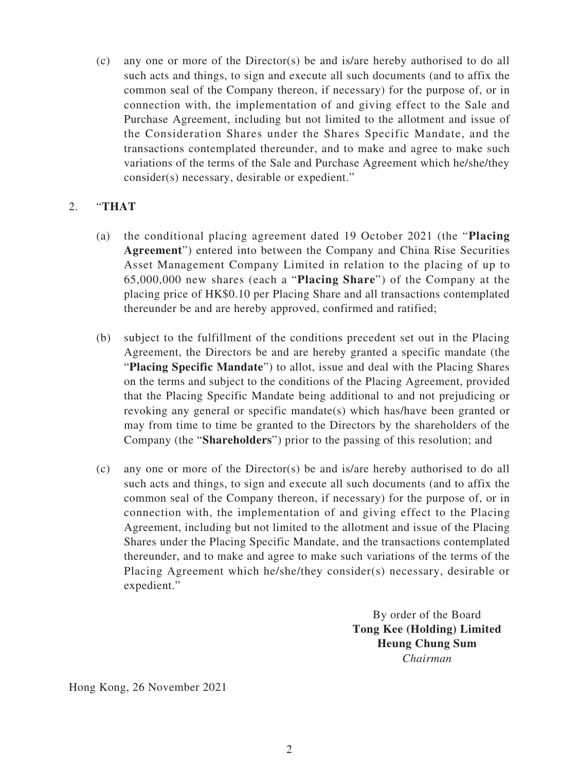(c) any one or more of the Director(s) be and is/are hereby authorised to do all such acts and things, to sign and execute all such documents (and to affix the common seal of the Company thereon, if necessary) for the purpose of, or in connection with, the implementation of and giving effect to the Sale and Purchase Agreement, including but not limited to the allotment and issue of the Consideration Shares under the Shares Specific Mandate, and the transactions contemplated thereunder, and to make and agree to make such variations of the terms of the Sale and Purchase Agreement which he/she/they consider(s) necessary, desirable or expedient."

2. "**THAT**

(a) the conditional placing agreement dated 19 October 2021 (the "**Placing Agreement**") entered into between the Company and China Rise Securities Asset Management Company Limited in relation to the placing of up to 65,000,000 new shares (each a "**Placing Share**") of the Company at the placing price of HK$0.10 per Placing Share and all transactions contemplated thereunder be and are hereby approved, confirmed and ratified;

(b) subject to the fulfillment of the conditions precedent set out in the Placing Agreement, the Directors be and are hereby granted a specific mandate (the "**Placing Specific Mandate**") to allot, issue and deal with the Placing Shares on the terms and subject to the conditions of the Placing Agreement, provided that the Placing Specific Mandate being additional to and not prejudicing or revoking any general or specific mandate(s) which has/have been granted or may from time to time be granted to the Directors by the shareholders of the Company (the "**Shareholders**") prior to the passing of this resolution; and

(c) any one or more of the Director(s) be and is/are hereby authorised to do all such acts and things, to sign and execute all such documents (and to affix the common seal of the Company thereon, if necessary) for the purpose of, or in connection with, the implementation of and giving effect to the Placing Agreement, including but not limited to the allotment and issue of the Placing Shares under the Placing Specific Mandate, and the transactions contemplated thereunder, and to make and agree to make such variations of the terms of the Placing Agreement which he/she/they consider(s) necessary, desirable or expedient."

By order of the Board
**Tong Kee (Holding) Limited**
**Heung Chung Sum**
*Chairman*

Hong Kong, 26 November 2021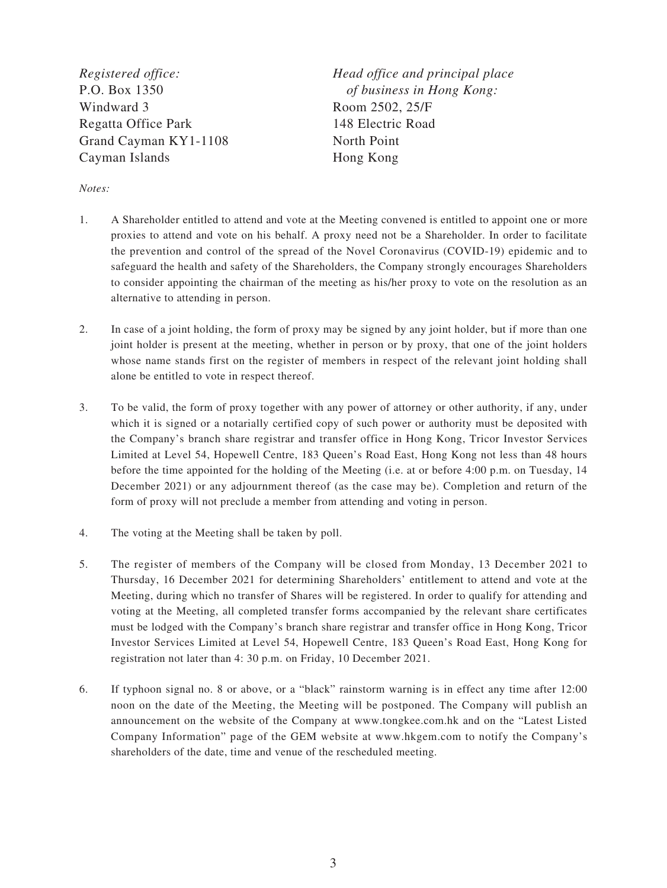*Registered office:*
P.O. Box 1350
Windward 3
Regatta Office Park
Grand Cayman KY1-1108
Cayman Islands

*Head office and principal place of business in Hong Kong:*
Room 2502, 25/F
148 Electric Road
North Point
Hong Kong

*Notes:*

1. A Shareholder entitled to attend and vote at the Meeting convened is entitled to appoint one or more proxies to attend and vote on his behalf. A proxy need not be a Shareholder. In order to facilitate the prevention and control of the spread of the Novel Coronavirus (COVID-19) epidemic and to safeguard the health and safety of the Shareholders, the Company strongly encourages Shareholders to consider appointing the chairman of the meeting as his/her proxy to vote on the resolution as an alternative to attending in person.

2. In case of a joint holding, the form of proxy may be signed by any joint holder, but if more than one joint holder is present at the meeting, whether in person or by proxy, that one of the joint holders whose name stands first on the register of members in respect of the relevant joint holding shall alone be entitled to vote in respect thereof.

3. To be valid, the form of proxy together with any power of attorney or other authority, if any, under which it is signed or a notarially certified copy of such power or authority must be deposited with the Company's branch share registrar and transfer office in Hong Kong, Tricor Investor Services Limited at Level 54, Hopewell Centre, 183 Queen's Road East, Hong Kong not less than 48 hours before the time appointed for the holding of the Meeting (i.e. at or before 4:00 p.m. on Tuesday, 14 December 2021) or any adjournment thereof (as the case may be). Completion and return of the form of proxy will not preclude a member from attending and voting in person.

4. The voting at the Meeting shall be taken by poll.

5. The register of members of the Company will be closed from Monday, 13 December 2021 to Thursday, 16 December 2021 for determining Shareholders' entitlement to attend and vote at the Meeting, during which no transfer of Shares will be registered. In order to qualify for attending and voting at the Meeting, all completed transfer forms accompanied by the relevant share certificates must be lodged with the Company's branch share registrar and transfer office in Hong Kong, Tricor Investor Services Limited at Level 54, Hopewell Centre, 183 Queen's Road East, Hong Kong for registration not later than 4: 30 p.m. on Friday, 10 December 2021.

6. If typhoon signal no. 8 or above, or a "black" rainstorm warning is in effect any time after 12:00 noon on the date of the Meeting, the Meeting will be postponed. The Company will publish an announcement on the website of the Company at www.tongkee.com.hk and on the "Latest Listed Company Information" page of the GEM website at www.hkgem.com to notify the Company's shareholders of the date, time and venue of the rescheduled meeting.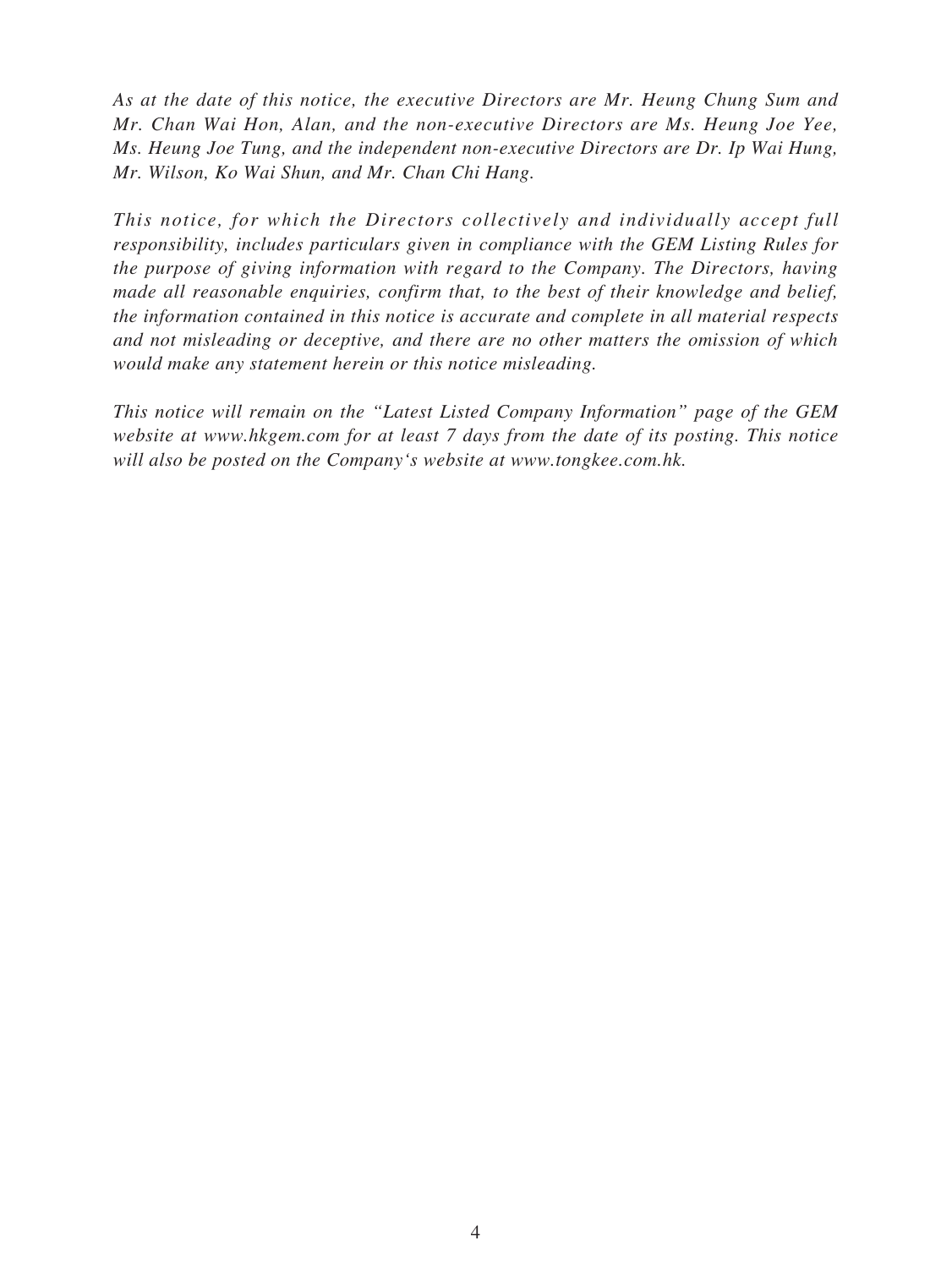*As at the date of this notice, the executive Directors are Mr. Heung Chung Sum and Mr. Chan Wai Hon, Alan, and the non-executive Directors are Ms. Heung Joe Yee, Ms. Heung Joe Tung, and the independent non-executive Directors are Dr. Ip Wai Hung, Mr. Wilson, Ko Wai Shun, and Mr. Chan Chi Hang.*

*This notice, for which the Directors collectively and individually accept full responsibility, includes particulars given in compliance with the GEM Listing Rules for the purpose of giving information with regard to the Company. The Directors, having made all reasonable enquiries, confirm that, to the best of their knowledge and belief, the information contained in this notice is accurate and complete in all material respects and not misleading or deceptive, and there are no other matters the omission of which would make any statement herein or this notice misleading.*

*This notice will remain on the "Latest Listed Company Information" page of the GEM website at www.hkgem.com for at least 7 days from the date of its posting. This notice will also be posted on the Company's website at www.tongkee.com.hk.*